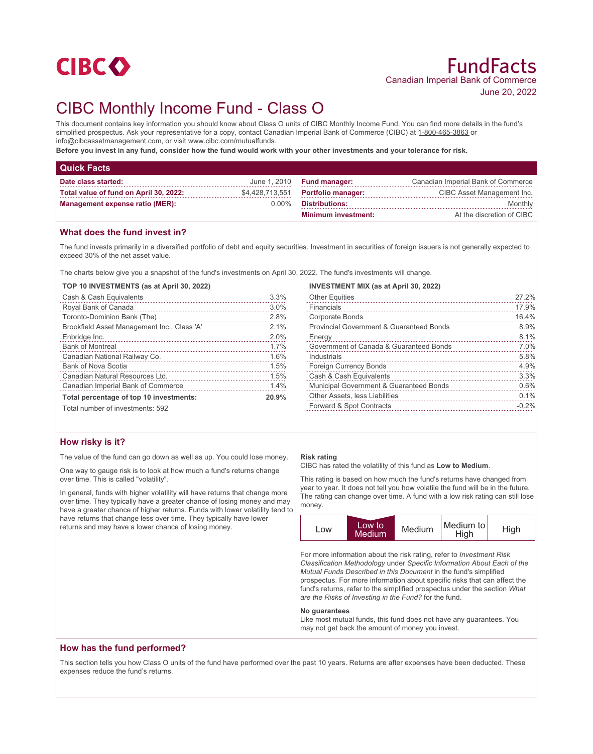CIBC

# FundFacts

Canadian Imperial Bank of Commerce

June 20, 2022

# CIBC Monthly Income Fund - Class O

This document contains key information you should know about Class O units of CIBC Monthly Income Fund. You can find more details in the fund's simplified prospectus. Ask your representative for a copy, contact Canadian Imperial Bank of Commerce (CIBC) at 1-800-465-3863 or info@cibcassetmanagement.com, or visit www.cibc.com/mutualfunds.

**Before you invest in any fund, consider how the fund would work with your other investments and your tolerance for risk.**

## Quick Facts

| | | | |
|---|---|---|---|
| **Date class started:** | June 1, 2010 | **Fund manager:** | Canadian Imperial Bank of Commerce |
| **Total value of fund on April 30, 2022:** | $4,428,713,551 | **Portfolio manager:** | CIBC Asset Management Inc. |
| **Management expense ratio (MER):** | 0.00% | **Distributions:** | Monthly |
| | | **Minimum investment:** | At the discretion of CIBC |

## What does the fund invest in?

The fund invests primarily in a diversified portfolio of debt and equity securities. Investment in securities of foreign issuers is not generally expected to exceed 30% of the net asset value.

The charts below give you a snapshot of the fund's investments on April 30, 2022. The fund's investments will change.

**TOP 10 INVESTMENTS (as at April 30, 2022)**

| Investment | % |
|---|---|
| Cash & Cash Equivalents | 3.3% |
| Royal Bank of Canada | 3.0% |
| Toronto-Dominion Bank (The) | 2.8% |
| Brookfield Asset Management Inc., Class 'A' | 2.1% |
| Enbridge Inc. | 2.0% |
| Bank of Montreal | 1.7% |
| Canadian National Railway Co. | 1.6% |
| Bank of Nova Scotia | 1.5% |
| Canadian Natural Resources Ltd. | 1.5% |
| Canadian Imperial Bank of Commerce | 1.4% |
| **Total percentage of top 10 investments:** | **20.9%** |

Total number of investments: 592

**INVESTMENT MIX (as at April 30, 2022)**

| Investment | % |
|---|---|
| Other Equities | 27.2% |
| Financials | 17.9% |
| Corporate Bonds | 16.4% |
| Provincial Government & Guaranteed Bonds | 8.9% |
| Energy | 8.1% |
| Government of Canada & Guaranteed Bonds | 7.0% |
| Industrials | 5.8% |
| Foreign Currency Bonds | 4.9% |
| Cash & Cash Equivalents | 3.3% |
| Municipal Government & Guaranteed Bonds | 0.6% |
| Other Assets, less Liabilities | 0.1% |
| Forward & Spot Contracts | -0.2% |

## How risky is it?

The value of the fund can go down as well as up. You could lose money.

One way to gauge risk is to look at how much a fund's returns change over time. This is called "volatility".

In general, funds with higher volatility will have returns that change more over time. They typically have a greater chance of losing money and may have a greater chance of higher returns. Funds with lower volatility tend to have returns that change less over time. They typically have lower returns and may have a lower chance of losing money.

### Risk rating

CIBC has rated the volatility of this fund as **Low to Medium**.

This rating is based on how much the fund's returns have changed from year to year. It does not tell you how volatile the fund will be in the future. The rating can change over time. A fund with a low risk rating can still lose money.

| Low | **Low to Medium** | Medium | Medium to High | High |
|---|---|---|---|---|

For more information about the risk rating, refer to *Investment Risk Classification Methodology* under *Specific Information About Each of the Mutual Funds Described in this Document* in the fund's simplified prospectus. For more information about specific risks that can affect the fund's returns, refer to the simplified prospectus under the section *What are the Risks of Investing in the Fund?* for the fund.

### No guarantees

Like most mutual funds, this fund does not have any guarantees. You may not get back the amount of money you invest.

## How has the fund performed?

This section tells you how Class O units of the fund have performed over the past 10 years. Returns are after expenses have been deducted. These expenses reduce the fund's returns.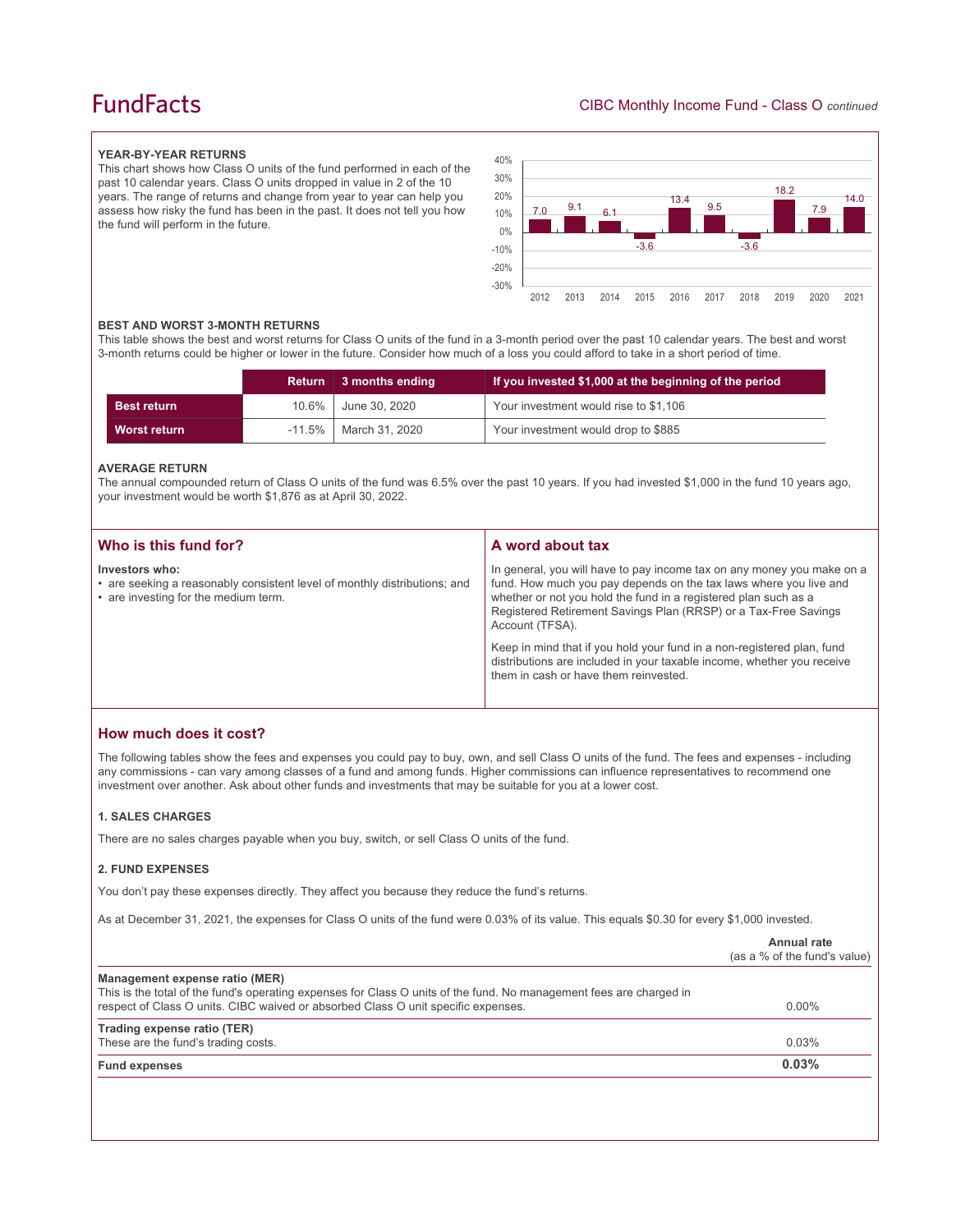### YEAR-BY-YEAR RETURNS

This chart shows how Class O units of the fund performed in each of the past 10 calendar years. Class O units dropped in value in 2 of the 10 years. The range of returns and change from year to year can help you assess how risky the fund has been in the past. It does not tell you how the fund will perform in the future.

| Year | 2012 | 2013 | 2014 | 2015 | 2016 | 2017 | 2018 | 2019 | 2020 | 2021 |
|---|---|---|---|---|---|---|---|---|---|---|
| Return (%) | 7.0 | 9.1 | 6.1 | -3.6 | 13.4 | 9.5 | -3.6 | 18.2 | 7.9 | 14.0 |

### BEST AND WORST 3-MONTH RETURNS

This table shows the best and worst returns for Class O units of the fund in a 3-month period over the past 10 calendar years. The best and worst 3-month returns could be higher or lower in the future. Consider how much of a loss you could afford to take in a short period of time.

| | Return | 3 months ending | If you invested $1,000 at the beginning of the period |
|---|---|---|---|
| **Best return** | 10.6% | June 30, 2020 | Your investment would rise to $1,106 |
| **Worst return** | -11.5% | March 31, 2020 | Your investment would drop to $885 |

### AVERAGE RETURN

The annual compounded return of Class O units of the fund was 6.5% over the past 10 years. If you had invested $1,000 in the fund 10 years ago, your investment would be worth $1,876 as at April 30, 2022.

## Who is this fund for?

**Investors who:**

- are seeking a reasonably consistent level of monthly distributions; and
- are investing for the medium term.

## A word about tax

In general, you will have to pay income tax on any money you make on a fund. How much you pay depends on the tax laws where you live and whether or not you hold the fund in a registered plan such as a Registered Retirement Savings Plan (RRSP) or a Tax-Free Savings Account (TFSA).

Keep in mind that if you hold your fund in a non-registered plan, fund distributions are included in your taxable income, whether you receive them in cash or have them reinvested.

## How much does it cost?

The following tables show the fees and expenses you could pay to buy, own, and sell Class O units of the fund. The fees and expenses - including any commissions - can vary among classes of a fund and among funds. Higher commissions can influence representatives to recommend one investment over another. Ask about other funds and investments that may be suitable for you at a lower cost.

### 1. SALES CHARGES

There are no sales charges payable when you buy, switch, or sell Class O units of the fund.

### 2. FUND EXPENSES

You don't pay these expenses directly. They affect you because they reduce the fund's returns.

As at December 31, 2021, the expenses for Class O units of the fund were 0.03% of its value. This equals $0.30 for every $1,000 invested.

| | Annual rate (as a % of the fund's value) |
|---|---|
| **Management expense ratio (MER)**<br>This is the total of the fund's operating expenses for Class O units of the fund. No management fees are charged in respect of Class O units. CIBC waived or absorbed Class O unit specific expenses. | 0.00% |
| **Trading expense ratio (TER)**<br>These are the fund's trading costs. | 0.03% |
| **Fund expenses** | **0.03%** |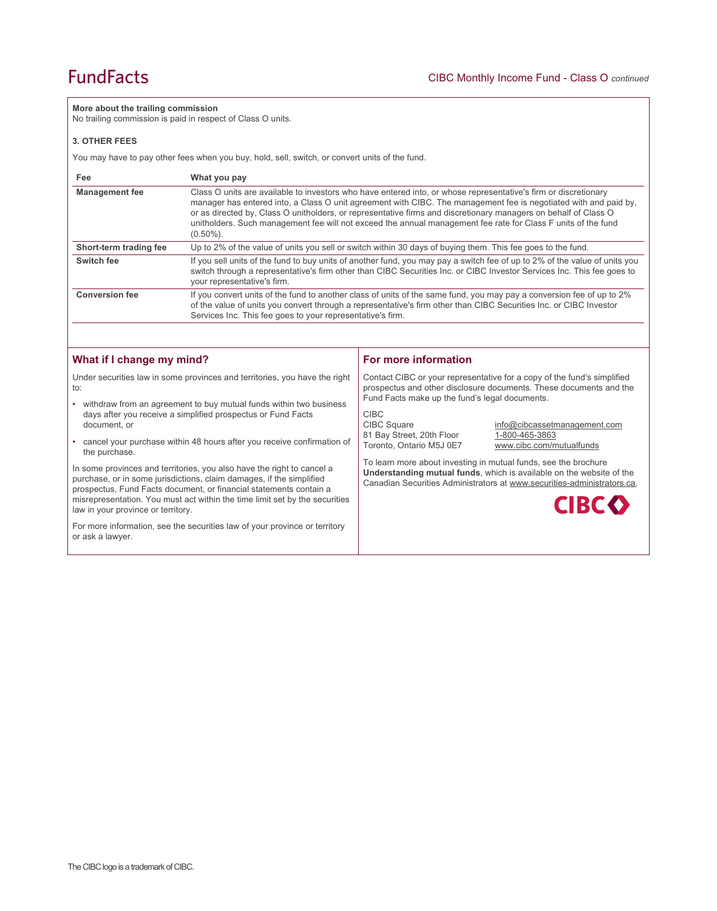**More about the trailing commission**

No trailing commission is paid in respect of Class O units.

**3. OTHER FEES**

You may have to pay other fees when you buy, hold, sell, switch, or convert units of the fund.

| Fee | What you pay |
|---|---|
| **Management fee** | Class O units are available to investors who have entered into, or whose representative's firm or discretionary manager has entered into, a Class O unit agreement with CIBC. The management fee is negotiated with and paid by, or as directed by, Class O unitholders, or representative firms and discretionary managers on behalf of Class O unitholders. Such management fee will not exceed the annual management fee rate for Class F units of the fund (0.50%). |
| **Short-term trading fee** | Up to 2% of the value of units you sell or switch within 30 days of buying them. This fee goes to the fund. |
| **Switch fee** | If you sell units of the fund to buy units of another fund, you may pay a switch fee of up to 2% of the value of units you switch through a representative's firm other than CIBC Securities Inc. or CIBC Investor Services Inc. This fee goes to your representative's firm. |
| **Conversion fee** | If you convert units of the fund to another class of units of the same fund, you may pay a conversion fee of up to 2% of the value of units you convert through a representative's firm other than CIBC Securities Inc. or CIBC Investor Services Inc. This fee goes to your representative's firm. |

## What if I change my mind?

Under securities law in some provinces and territories, you have the right to:

- withdraw from an agreement to buy mutual funds within two business days after you receive a simplified prospectus or Fund Facts document, or
- cancel your purchase within 48 hours after you receive confirmation of the purchase.

In some provinces and territories, you also have the right to cancel a purchase, or in some jurisdictions, claim damages, if the simplified prospectus, Fund Facts document, or financial statements contain a misrepresentation. You must act within the time limit set by the securities law in your province or territory.

For more information, see the securities law of your province or territory or ask a lawyer.

## For more information

Contact CIBC or your representative for a copy of the fund's simplified prospectus and other disclosure documents. These documents and the Fund Facts make up the fund's legal documents.

CIBC
CIBC Square
81 Bay Street, 20th Floor
Toronto, Ontario M5J 0E7

info@cibcassetmanagement.com
1-800-465-3863
www.cibc.com/mutualfunds

To learn more about investing in mutual funds, see the brochure **Understanding mutual funds**, which is available on the website of the Canadian Securities Administrators at www.securities-administrators.ca.

CIBC

The CIBC logo is a trademark of CIBC.